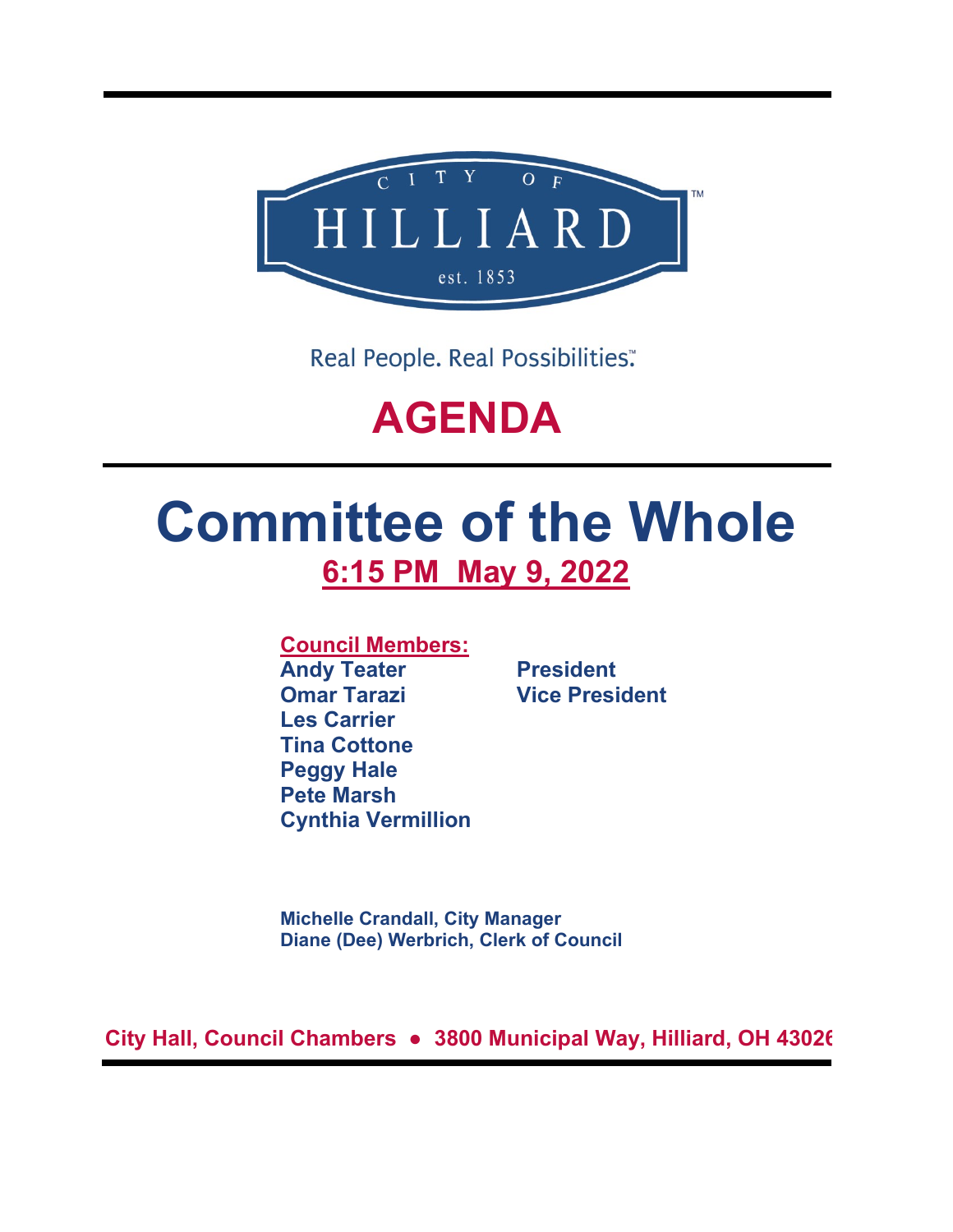CITY OF HILLIARD

est. 1853

Real People. Real Possibilities.

# AGENDA

# Committee of the Whole

## 6:15 PM May 9, 2022

**Council Members:**

**Andy Teater** — **President**
**Omar Tarazi** — **Vice President**
**Les Carrier**
**Tina Cottone**
**Peggy Hale**
**Pete Marsh**
**Cynthia Vermillion**

**Michelle Crandall, City Manager**
**Diane (Dee) Werbrich, Clerk of Council**

**City Hall, Council Chambers ● 3800 Municipal Way, Hilliard, OH 43026**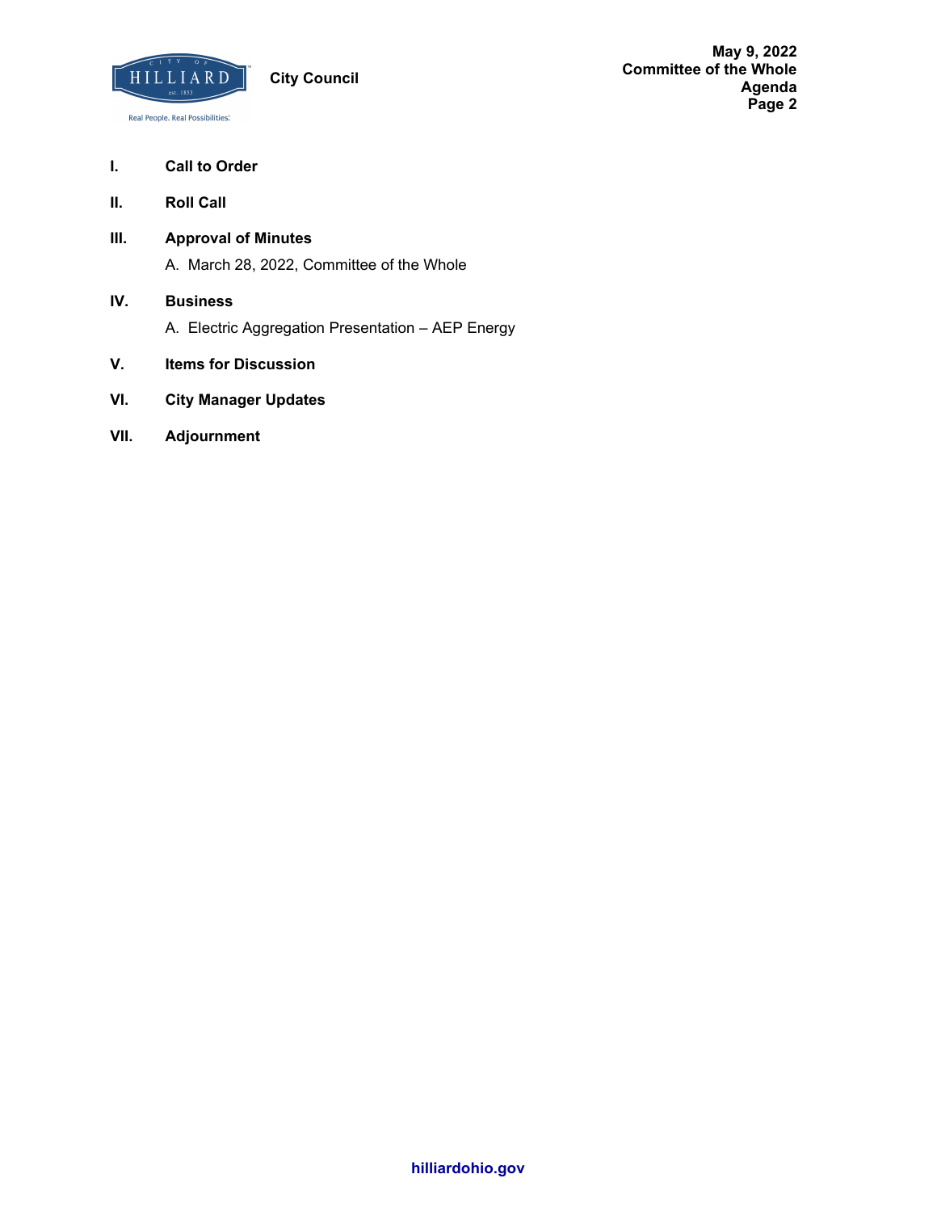**City Council**

**May 9, 2022**
**Committee of the Whole**
**Agenda**

**I. Call to Order**

**II. Roll Call**

**III. Approval of Minutes**

A. March 28, 2022, Committee of the Whole

**IV. Business**

A. Electric Aggregation Presentation – AEP Energy

**V. Items for Discussion**

**VI. City Manager Updates**

**VII. Adjournment**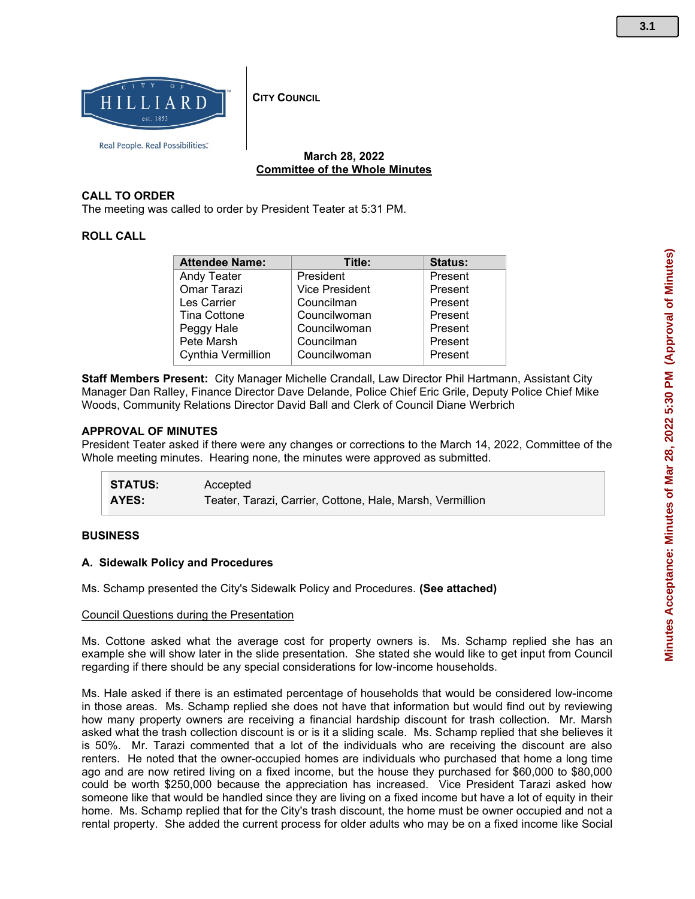**City Council**

**March 28, 2022**
**Committee of the Whole Minutes**

## CALL TO ORDER

The meeting was called to order by President Teater at 5:31 PM.

## ROLL CALL

| Attendee Name: | Title: | Status: |
|---|---|---|
| Andy Teater | President | Present |
| Omar Tarazi | Vice President | Present |
| Les Carrier | Councilman | Present |
| Tina Cottone | Councilwoman | Present |
| Peggy Hale | Councilwoman | Present |
| Pete Marsh | Councilman | Present |
| Cynthia Vermillion | Councilwoman | Present |

**Staff Members Present:** City Manager Michelle Crandall, Law Director Phil Hartmann, Assistant City Manager Dan Ralley, Finance Director Dave Delande, Police Chief Eric Grile, Deputy Police Chief Mike Woods, Community Relations Director David Ball and Clerk of Council Diane Werbrich

## APPROVAL OF MINUTES

President Teater asked if there were any changes or corrections to the March 14, 2022, Committee of the Whole meeting minutes. Hearing none, the minutes were approved as submitted.

| | |
|---|---|
| **STATUS:** | Accepted |
| **AYES:** | Teater, Tarazi, Carrier, Cottone, Hale, Marsh, Vermillion |

## BUSINESS

### A. Sidewalk Policy and Procedures

Ms. Schamp presented the City's Sidewalk Policy and Procedures. **(See attached)**

Council Questions during the Presentation

Ms. Cottone asked what the average cost for property owners is. Ms. Schamp replied she has an example she will show later in the slide presentation. She stated she would like to get input from Council regarding if there should be any special considerations for low-income households.

Ms. Hale asked if there is an estimated percentage of households that would be considered low-income in those areas. Ms. Schamp replied she does not have that information but would find out by reviewing how many property owners are receiving a financial hardship discount for trash collection. Mr. Marsh asked what the trash collection discount is or is it a sliding scale. Ms. Schamp replied that she believes it is 50%. Mr. Tarazi commented that a lot of the individuals who are receiving the discount are also renters. He noted that the owner-occupied homes are individuals who purchased that home a long time ago and are now retired living on a fixed income, but the house they purchased for $60,000 to $80,000 could be worth $250,000 because the appreciation has increased. Vice President Tarazi asked how someone like that would be handled since they are living on a fixed income but have a lot of equity in their home. Ms. Schamp replied that for the City's trash discount, the home must be owner occupied and not a rental property. She added the current process for older adults who may be on a fixed income like Social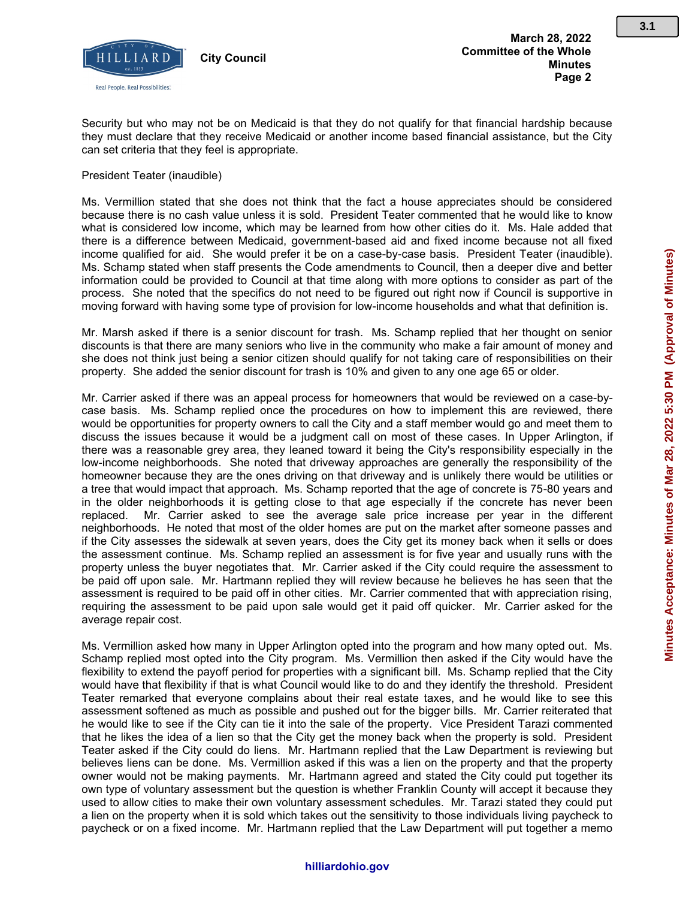Security but who may not be on Medicaid is that they do not qualify for that financial hardship because they must declare that they receive Medicaid or another income based financial assistance, but the City can set criteria that they feel is appropriate.

President Teater (inaudible)

Ms. Vermillion stated that she does not think that the fact a house appreciates should be considered because there is no cash value unless it is sold. President Teater commented that he would like to know what is considered low income, which may be learned from how other cities do it. Ms. Hale added that there is a difference between Medicaid, government-based aid and fixed income because not all fixed income qualified for aid. She would prefer it be on a case-by-case basis. President Teater (inaudible). Ms. Schamp stated when staff presents the Code amendments to Council, then a deeper dive and better information could be provided to Council at that time along with more options to consider as part of the process. She noted that the specifics do not need to be figured out right now if Council is supportive in moving forward with having some type of provision for low-income households and what that definition is.

Mr. Marsh asked if there is a senior discount for trash. Ms. Schamp replied that her thought on senior discounts is that there are many seniors who live in the community who make a fair amount of money and she does not think just being a senior citizen should qualify for not taking care of responsibilities on their property. She added the senior discount for trash is 10% and given to any one age 65 or older.

Mr. Carrier asked if there was an appeal process for homeowners that would be reviewed on a case-by-case basis. Ms. Schamp replied once the procedures on how to implement this are reviewed, there would be opportunities for property owners to call the City and a staff member would go and meet them to discuss the issues because it would be a judgment call on most of these cases. In Upper Arlington, if there was a reasonable grey area, they leaned toward it being the City's responsibility especially in the low-income neighborhoods. She noted that driveway approaches are generally the responsibility of the homeowner because they are the ones driving on that driveway and is unlikely there would be utilities or a tree that would impact that approach. Ms. Schamp reported that the age of concrete is 75-80 years and in the older neighborhoods it is getting close to that age especially if the concrete has never been replaced. Mr. Carrier asked to see the average sale price increase per year in the different neighborhoods. He noted that most of the older homes are put on the market after someone passes and if the City assesses the sidewalk at seven years, does the City get its money back when it sells or does the assessment continue. Ms. Schamp replied an assessment is for five year and usually runs with the property unless the buyer negotiates that. Mr. Carrier asked if the City could require the assessment to be paid off upon sale. Mr. Hartmann replied they will review because he believes he has seen that the assessment is required to be paid off in other cities. Mr. Carrier commented that with appreciation rising, requiring the assessment to be paid upon sale would get it paid off quicker. Mr. Carrier asked for the average repair cost.

Ms. Vermillion asked how many in Upper Arlington opted into the program and how many opted out. Ms. Schamp replied most opted into the City program. Ms. Vermillion then asked if the City would have the flexibility to extend the payoff period for properties with a significant bill. Ms. Schamp replied that the City would have that flexibility if that is what Council would like to do and they identify the threshold. President Teater remarked that everyone complains about their real estate taxes, and he would like to see this assessment softened as much as possible and pushed out for the bigger bills. Mr. Carrier reiterated that he would like to see if the City can tie it into the sale of the property. Vice President Tarazi commented that he likes the idea of a lien so that the City get the money back when the property is sold. President Teater asked if the City could do liens. Mr. Hartmann replied that the Law Department is reviewing but believes liens can be done. Ms. Vermillion asked if this was a lien on the property and that the property owner would not be making payments. Mr. Hartmann agreed and stated the City could put together its own type of voluntary assessment but the question is whether Franklin County will accept it because they used to allow cities to make their own voluntary assessment schedules. Mr. Tarazi stated they could put a lien on the property when it is sold which takes out the sensitivity to those individuals living paycheck to paycheck or on a fixed income. Mr. Hartmann replied that the Law Department will put together a memo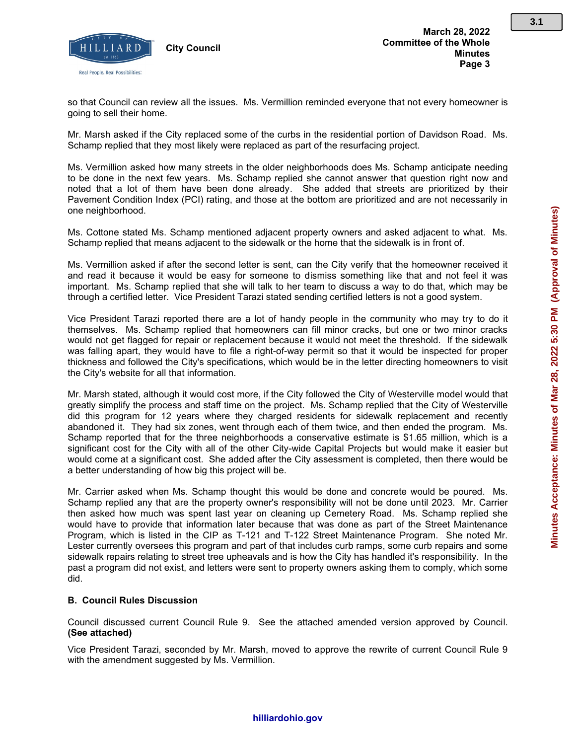so that Council can review all the issues. Ms. Vermillion reminded everyone that not every homeowner is going to sell their home.

Mr. Marsh asked if the City replaced some of the curbs in the residential portion of Davidson Road. Ms. Schamp replied that they most likely were replaced as part of the resurfacing project.

Ms. Vermillion asked how many streets in the older neighborhoods does Ms. Schamp anticipate needing to be done in the next few years. Ms. Schamp replied she cannot answer that question right now and noted that a lot of them have been done already. She added that streets are prioritized by their Pavement Condition Index (PCI) rating, and those at the bottom are prioritized and are not necessarily in one neighborhood.

Ms. Cottone stated Ms. Schamp mentioned adjacent property owners and asked adjacent to what. Ms. Schamp replied that means adjacent to the sidewalk or the home that the sidewalk is in front of.

Ms. Vermillion asked if after the second letter is sent, can the City verify that the homeowner received it and read it because it would be easy for someone to dismiss something like that and not feel it was important. Ms. Schamp replied that she will talk to her team to discuss a way to do that, which may be through a certified letter. Vice President Tarazi stated sending certified letters is not a good system.

Vice President Tarazi reported there are a lot of handy people in the community who may try to do it themselves. Ms. Schamp replied that homeowners can fill minor cracks, but one or two minor cracks would not get flagged for repair or replacement because it would not meet the threshold. If the sidewalk was falling apart, they would have to file a right-of-way permit so that it would be inspected for proper thickness and followed the City's specifications, which would be in the letter directing homeowners to visit the City's website for all that information.

Mr. Marsh stated, although it would cost more, if the City followed the City of Westerville model would that greatly simplify the process and staff time on the project. Ms. Schamp replied that the City of Westerville did this program for 12 years where they charged residents for sidewalk replacement and recently abandoned it. They had six zones, went through each of them twice, and then ended the program. Ms. Schamp reported that for the three neighborhoods a conservative estimate is $1.65 million, which is a significant cost for the City with all of the other City-wide Capital Projects but would make it easier but would come at a significant cost. She added after the City assessment is completed, then there would be a better understanding of how big this project will be.

Mr. Carrier asked when Ms. Schamp thought this would be done and concrete would be poured. Ms. Schamp replied any that are the property owner's responsibility will not be done until 2023. Mr. Carrier then asked how much was spent last year on cleaning up Cemetery Road. Ms. Schamp replied she would have to provide that information later because that was done as part of the Street Maintenance Program, which is listed in the CIP as T-121 and T-122 Street Maintenance Program. She noted Mr. Lester currently oversees this program and part of that includes curb ramps, some curb repairs and some sidewalk repairs relating to street tree upheavals and is how the City has handled it's responsibility. In the past a program did not exist, and letters were sent to property owners asking them to comply, which some did.

**B. Council Rules Discussion**

Council discussed current Council Rule 9. See the attached amended version approved by Council. **(See attached)**

Vice President Tarazi, seconded by Mr. Marsh, moved to approve the rewrite of current Council Rule 9 with the amendment suggested by Ms. Vermillion.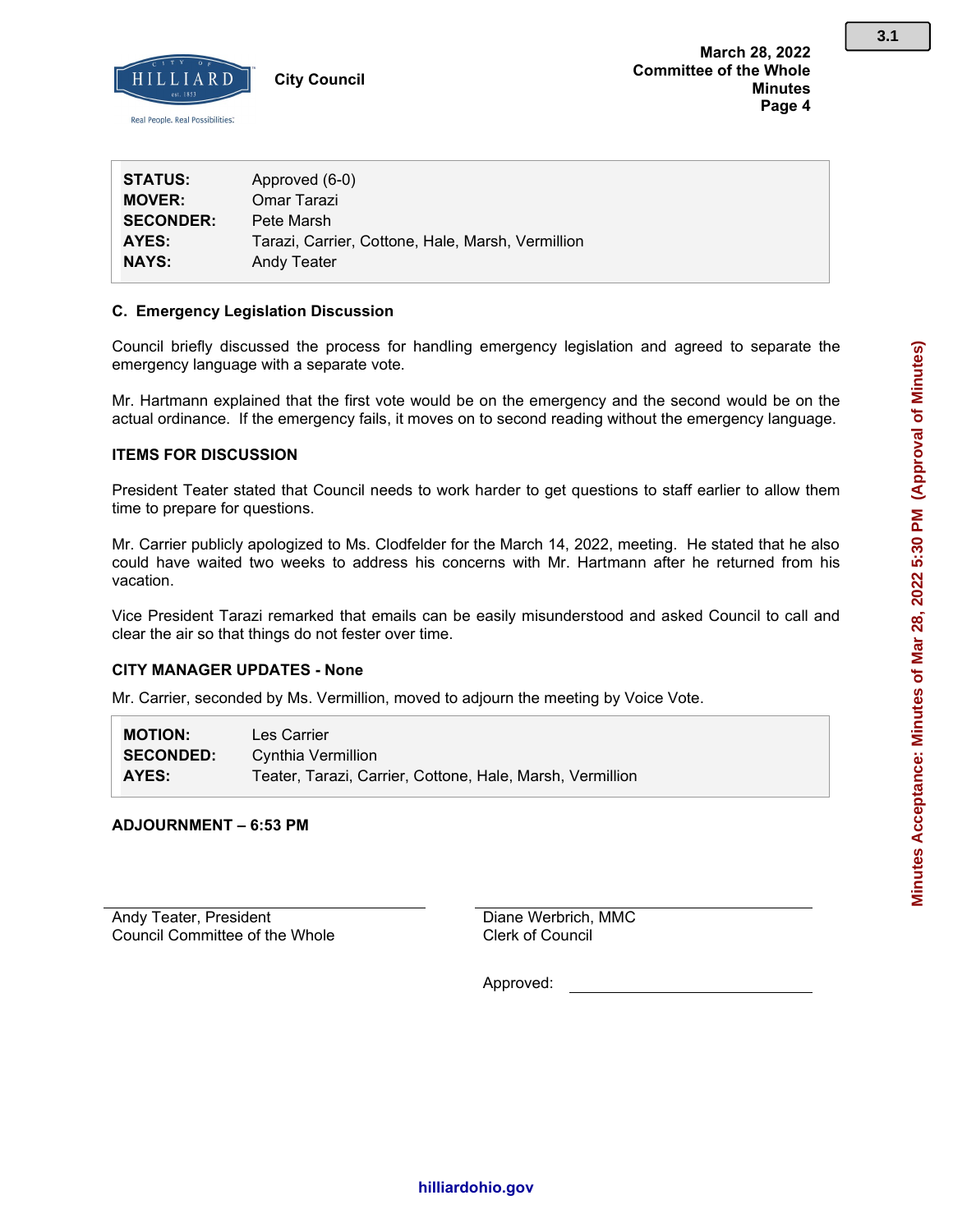| | |
|---|---|
| **STATUS:** | Approved (6-0) |
| **MOVER:** | Omar Tarazi |
| **SECONDER:** | Pete Marsh |
| **AYES:** | Tarazi, Carrier, Cottone, Hale, Marsh, Vermillion |
| **NAYS:** | Andy Teater |

**C. Emergency Legislation Discussion**

Council briefly discussed the process for handling emergency legislation and agreed to separate the emergency language with a separate vote.

Mr. Hartmann explained that the first vote would be on the emergency and the second would be on the actual ordinance. If the emergency fails, it moves on to second reading without the emergency language.

**ITEMS FOR DISCUSSION**

President Teater stated that Council needs to work harder to get questions to staff earlier to allow them time to prepare for questions.

Mr. Carrier publicly apologized to Ms. Clodfelder for the March 14, 2022, meeting. He stated that he also could have waited two weeks to address his concerns with Mr. Hartmann after he returned from his vacation.

Vice President Tarazi remarked that emails can be easily misunderstood and asked Council to call and clear the air so that things do not fester over time.

**CITY MANAGER UPDATES - None**

Mr. Carrier, seconded by Ms. Vermillion, moved to adjourn the meeting by Voice Vote.

| | |
|---|---|
| **MOTION:** | Les Carrier |
| **SECONDED:** | Cynthia Vermillion |
| **AYES:** | Teater, Tarazi, Carrier, Cottone, Hale, Marsh, Vermillion |

**ADJOURNMENT – 6:53 PM**

Andy Teater, President
Council Committee of the Whole

Diane Werbrich, MMC
Clerk of Council

Approved: ____________________